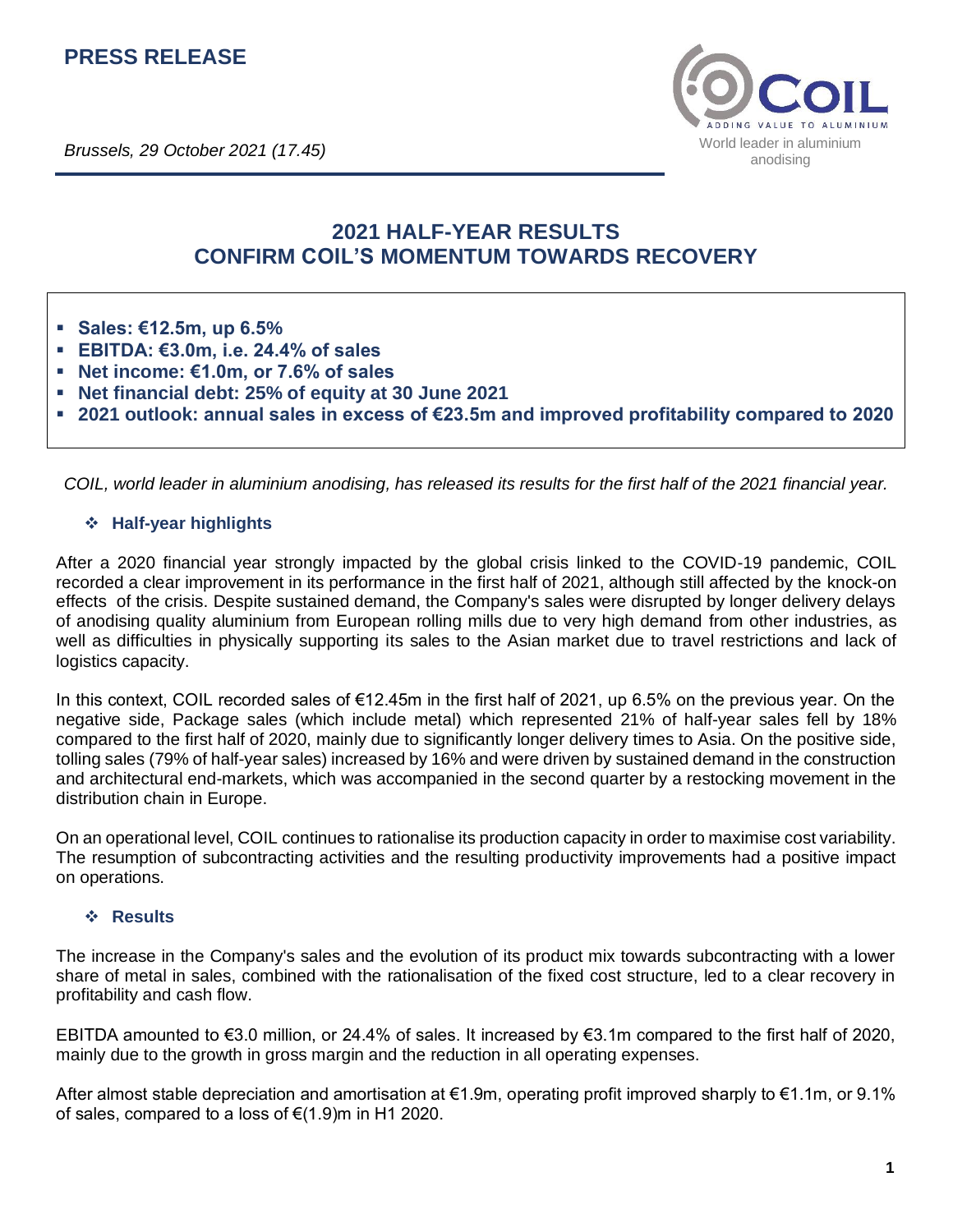# PRESS RELEASE

*Brussels, 29 October 2021 (17.45)*

COIL
ADDING VALUE TO ALUMINIUM
World leader in aluminium anodising

## 2021 HALF-YEAR RESULTS CONFIRM COIL'S MOMENTUM TOWARDS RECOVERY

- **Sales: €12.5m, up 6.5%**
- **EBITDA: €3.0m, i.e. 24.4% of sales**
- **Net income: €1.0m, or 7.6% of sales**
- **Net financial debt: 25% of equity at 30 June 2021**
- **2021 outlook: annual sales in excess of €23.5m and improved profitability compared to 2020**

*COIL, world leader in aluminium anodising, has released its results for the first half of the 2021 financial year.*

### ❖ Half-year highlights

After a 2020 financial year strongly impacted by the global crisis linked to the COVID-19 pandemic, COIL recorded a clear improvement in its performance in the first half of 2021, although still affected by the knock-on effects of the crisis. Despite sustained demand, the Company's sales were disrupted by longer delivery delays of anodising quality aluminium from European rolling mills due to very high demand from other industries, as well as difficulties in physically supporting its sales to the Asian market due to travel restrictions and lack of logistics capacity.

In this context, COIL recorded sales of €12.45m in the first half of 2021, up 6.5% on the previous year. On the negative side, Package sales (which include metal) which represented 21% of half-year sales fell by 18% compared to the first half of 2020, mainly due to significantly longer delivery times to Asia. On the positive side, tolling sales (79% of half-year sales) increased by 16% and were driven by sustained demand in the construction and architectural end-markets, which was accompanied in the second quarter by a restocking movement in the distribution chain in Europe.

On an operational level, COIL continues to rationalise its production capacity in order to maximise cost variability. The resumption of subcontracting activities and the resulting productivity improvements had a positive impact on operations.

### ❖ Results

The increase in the Company's sales and the evolution of its product mix towards subcontracting with a lower share of metal in sales, combined with the rationalisation of the fixed cost structure, led to a clear recovery in profitability and cash flow.

EBITDA amounted to €3.0 million, or 24.4% of sales. It increased by €3.1m compared to the first half of 2020, mainly due to the growth in gross margin and the reduction in all operating expenses.

After almost stable depreciation and amortisation at €1.9m, operating profit improved sharply to €1.1m, or 9.1% of sales, compared to a loss of €(1.9)m in H1 2020.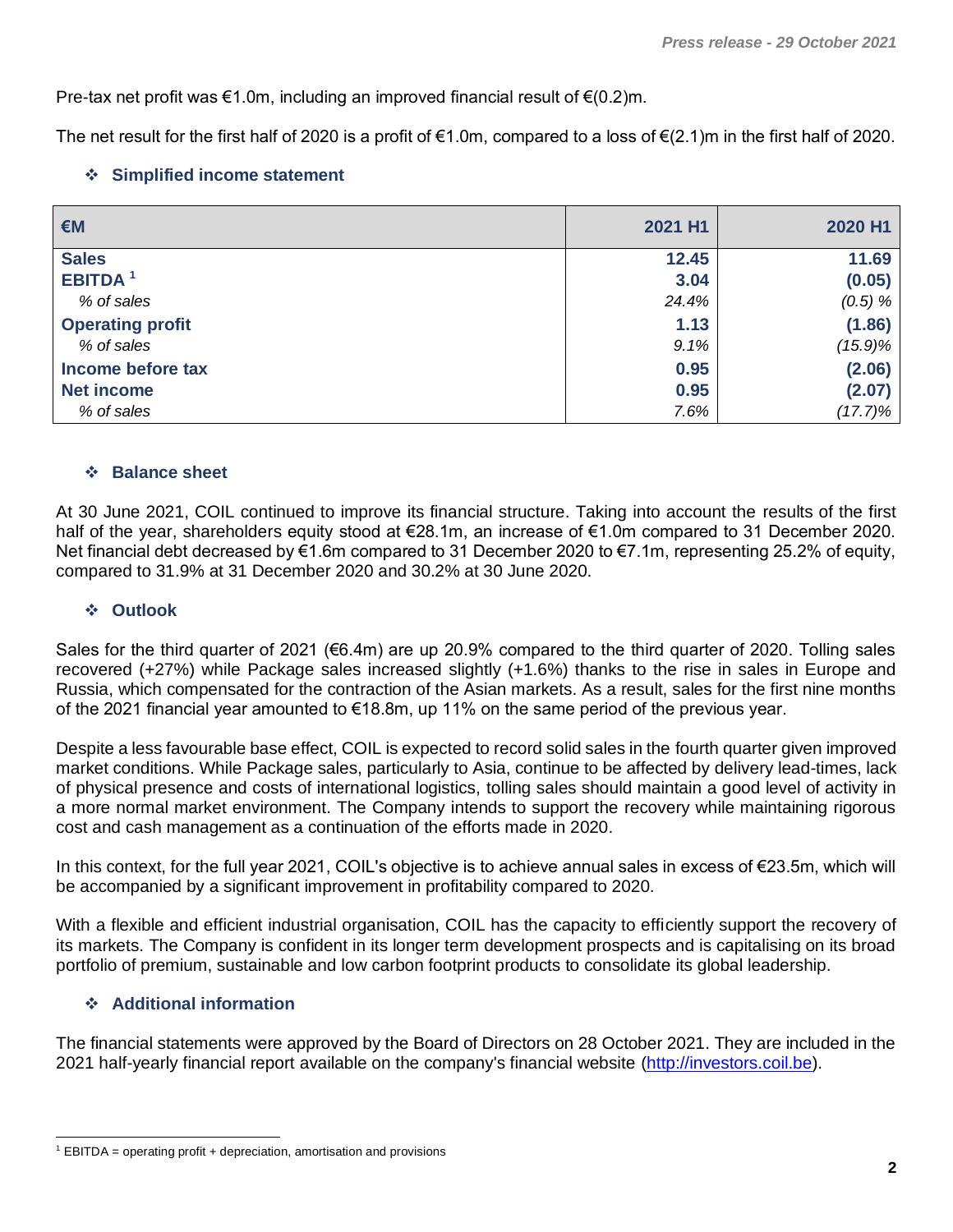Pre-tax net profit was €1.0m, including an improved financial result of €(0.2)m.

The net result for the first half of 2020 is a profit of €1.0m, compared to a loss of €(2.1)m in the first half of 2020.

### ❖ Simplified income statement

| €M | 2021 H1 | 2020 H1 |
|---|---|---|
| **Sales** | **12.45** | **11.69** |
| **EBITDA** [1] | **3.04** | **(0.05)** |
| *% of sales* | *24.4%* | *(0.5) %* |
| **Operating profit** | **1.13** | **(1.86)** |
| *% of sales* | *9.1%* | *(15.9)%* |
| **Income before tax** | **0.95** | **(2.06)** |
| **Net income** | **0.95** | **(2.07)** |
| *% of sales* | *7.6%* | *(17.7)%* |

### ❖ Balance sheet

At 30 June 2021, COIL continued to improve its financial structure. Taking into account the results of the first half of the year, shareholders equity stood at €28.1m, an increase of €1.0m compared to 31 December 2020. Net financial debt decreased by €1.6m compared to 31 December 2020 to €7.1m, representing 25.2% of equity, compared to 31.9% at 31 December 2020 and 30.2% at 30 June 2020.

### ❖ Outlook

Sales for the third quarter of 2021 (€6.4m) are up 20.9% compared to the third quarter of 2020. Tolling sales recovered (+27%) while Package sales increased slightly (+1.6%) thanks to the rise in sales in Europe and Russia, which compensated for the contraction of the Asian markets. As a result, sales for the first nine months of the 2021 financial year amounted to €18.8m, up 11% on the same period of the previous year.

Despite a less favourable base effect, COIL is expected to record solid sales in the fourth quarter given improved market conditions. While Package sales, particularly to Asia, continue to be affected by delivery lead-times, lack of physical presence and costs of international logistics, tolling sales should maintain a good level of activity in a more normal market environment. The Company intends to support the recovery while maintaining rigorous cost and cash management as a continuation of the efforts made in 2020.

In this context, for the full year 2021, COIL's objective is to achieve annual sales in excess of €23.5m, which will be accompanied by a significant improvement in profitability compared to 2020.

With a flexible and efficient industrial organisation, COIL has the capacity to efficiently support the recovery of its markets. The Company is confident in its longer term development prospects and is capitalising on its broad portfolio of premium, sustainable and low carbon footprint products to consolidate its global leadership.

### ❖ Additional information

The financial statements were approved by the Board of Directors on 28 October 2021. They are included in the 2021 half-yearly financial report available on the company's financial website (http://investors.coil.be).

[1] EBITDA = operating profit + depreciation, amortisation and provisions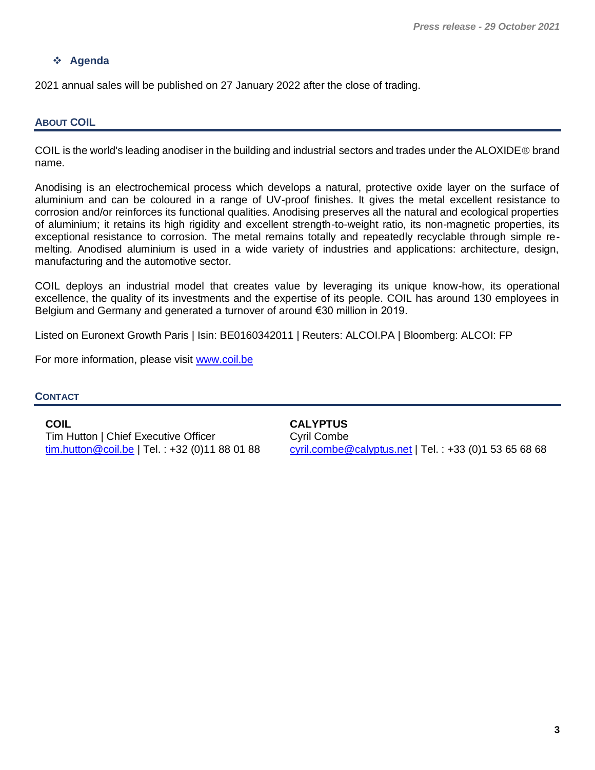## ❖ Agenda

2021 annual sales will be published on 27 January 2022 after the close of trading.

## ABOUT COIL

COIL is the world's leading anodiser in the building and industrial sectors and trades under the ALOXIDE® brand name.

Anodising is an electrochemical process which develops a natural, protective oxide layer on the surface of aluminium and can be coloured in a range of UV-proof finishes. It gives the metal excellent resistance to corrosion and/or reinforces its functional qualities. Anodising preserves all the natural and ecological properties of aluminium; it retains its high rigidity and excellent strength-to-weight ratio, its non-magnetic properties, its exceptional resistance to corrosion. The metal remains totally and repeatedly recyclable through simple re-melting. Anodised aluminium is used in a wide variety of industries and applications: architecture, design, manufacturing and the automotive sector.

COIL deploys an industrial model that creates value by leveraging its unique know-how, its operational excellence, the quality of its investments and the expertise of its people. COIL has around 130 employees in Belgium and Germany and generated a turnover of around €30 million in 2019.

Listed on Euronext Growth Paris | Isin: BE0160342011 | Reuters: ALCOI.PA | Bloomberg: ALCOI: FP

For more information, please visit www.coil.be

## CONTACT

**COIL**
Tim Hutton | Chief Executive Officer
tim.hutton@coil.be | Tel. : +32 (0)11 88 01 88

**CALYPTUS**
Cyril Combe
cyril.combe@calyptus.net | Tel. : +33 (0)1 53 65 68 68